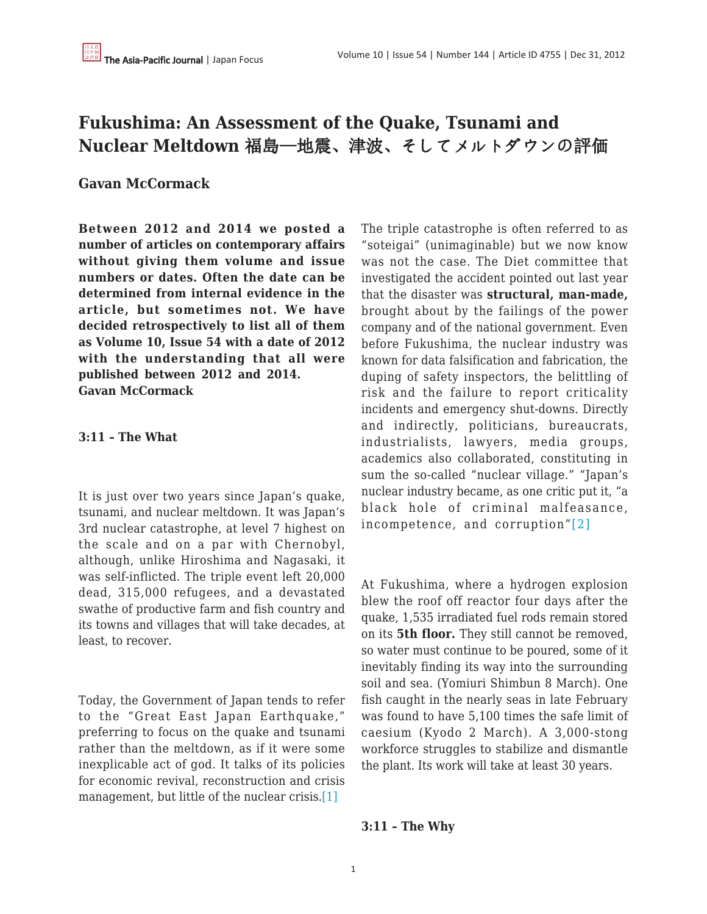# Fukushima: An Assessment of the Quake, Tsunami and Nuclear Meltdown 福島—地震、津波、そしてメルトダウンの評価

**Gavan McCormack**

**Between 2012 and 2014 we posted a number of articles on contemporary affairs without giving them volume and issue numbers or dates. Often the date can be determined from internal evidence in the article, but sometimes not. We have decided retrospectively to list all of them as Volume 10, Issue 54 with a date of 2012 with the understanding that all were published between 2012 and 2014.**
**Gavan McCormack**

### 3:11 – The What

It is just over two years since Japan's quake, tsunami, and nuclear meltdown. It was Japan's 3rd nuclear catastrophe, at level 7 highest on the scale and on a par with Chernobyl, although, unlike Hiroshima and Nagasaki, it was self-inflicted. The triple event left 20,000 dead, 315,000 refugees, and a devastated swathe of productive farm and fish country and its towns and villages that will take decades, at least, to recover.

Today, the Government of Japan tends to refer to the "Great East Japan Earthquake," preferring to focus on the quake and tsunami rather than the meltdown, as if it were some inexplicable act of god. It talks of its policies for economic revival, reconstruction and crisis management, but little of the nuclear crisis.[1]

The triple catastrophe is often referred to as "soteigai" (unimaginable) but we now know was not the case. The Diet committee that investigated the accident pointed out last year that the disaster was **structural, man-made,** brought about by the failings of the power company and of the national government. Even before Fukushima, the nuclear industry was known for data falsification and fabrication, the duping of safety inspectors, the belittling of risk and the failure to report criticality incidents and emergency shut-downs. Directly and indirectly, politicians, bureaucrats, industrialists, lawyers, media groups, academics also collaborated, constituting in sum the so-called "nuclear village." "Japan's nuclear industry became, as one critic put it, "a black hole of criminal malfeasance, incompetence, and corruption"[2]

At Fukushima, where a hydrogen explosion blew the roof off reactor four days after the quake, 1,535 irradiated fuel rods remain stored on its **5th floor.** They still cannot be removed, so water must continue to be poured, some of it inevitably finding its way into the surrounding soil and sea. (Yomiuri Shimbun 8 March). One fish caught in the nearly seas in late February was found to have 5,100 times the safe limit of caesium (Kyodo 2 March). A 3,000-stong workforce struggles to stabilize and dismantle the plant. Its work will take at least 30 years.

### 3:11 – The Why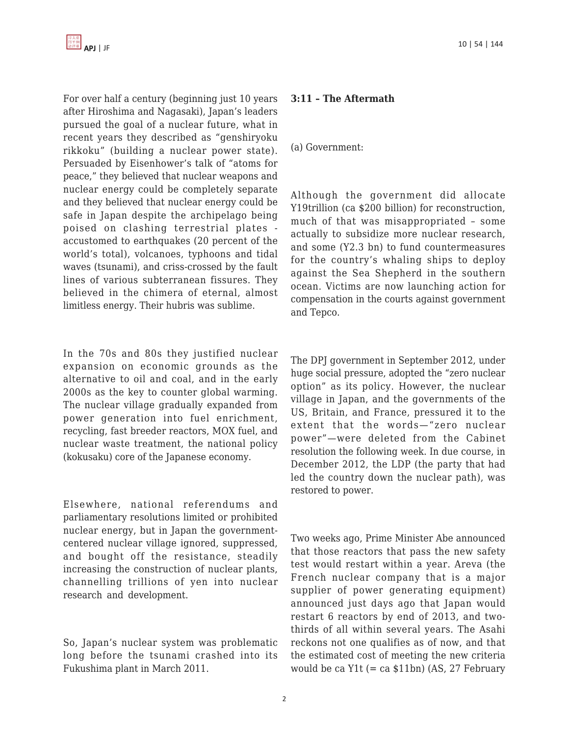For over half a century (beginning just 10 years after Hiroshima and Nagasaki), Japan's leaders pursued the goal of a nuclear future, what in recent years they described as "genshiryoku rikkoku" (building a nuclear power state). Persuaded by Eisenhower's talk of "atoms for peace," they believed that nuclear weapons and nuclear energy could be completely separate and they believed that nuclear energy could be safe in Japan despite the archipelago being poised on clashing terrestrial plates - accustomed to earthquakes (20 percent of the world's total), volcanoes, typhoons and tidal waves (tsunami), and criss-crossed by the fault lines of various subterranean fissures. They believed in the chimera of eternal, almost limitless energy. Their hubris was sublime.

In the 70s and 80s they justified nuclear expansion on economic grounds as the alternative to oil and coal, and in the early 2000s as the key to counter global warming. The nuclear village gradually expanded from power generation into fuel enrichment, recycling, fast breeder reactors, MOX fuel, and nuclear waste treatment, the national policy (kokusaku) core of the Japanese economy.

Elsewhere, national referendums and parliamentary resolutions limited or prohibited nuclear energy, but in Japan the government-centered nuclear village ignored, suppressed, and bought off the resistance, steadily increasing the construction of nuclear plants, channelling trillions of yen into nuclear research and development.

So, Japan's nuclear system was problematic long before the tsunami crashed into its Fukushima plant in March 2011.

**3:11 – The Aftermath**

(a) Government:

Although the government did allocate Y19trillion (ca $200 billion) for reconstruction, much of that was misappropriated – some actually to subsidize more nuclear research, and some (Y2.3 bn) to fund countermeasures for the country's whaling ships to deploy against the Sea Shepherd in the southern ocean. Victims are now launching action for compensation in the courts against government and Tepco.

The DPJ government in September 2012, under huge social pressure, adopted the "zero nuclear option" as its policy. However, the nuclear village in Japan, and the governments of the US, Britain, and France, pressured it to the extent that the words—"zero nuclear power"—were deleted from the Cabinet resolution the following week. In due course, in December 2012, the LDP (the party that had led the country down the nuclear path), was restored to power.

Two weeks ago, Prime Minister Abe announced that those reactors that pass the new safety test would restart within a year. Areva (the French nuclear company that is a major supplier of power generating equipment) announced just days ago that Japan would restart 6 reactors by end of 2013, and two-thirds of all within several years. The Asahi reckons not one qualifies as of now, and that the estimated cost of meeting the new criteria would be ca Y1t (= ca $11bn) (AS, 27 February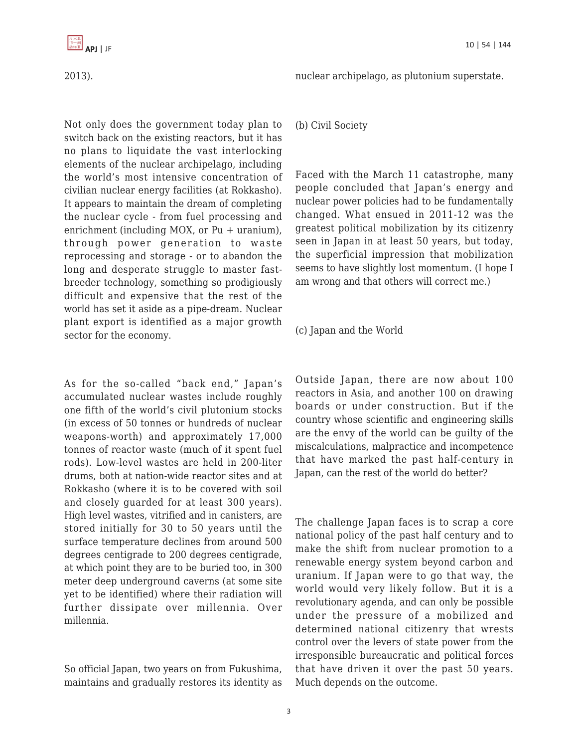2013).

Not only does the government today plan to switch back on the existing reactors, but it has no plans to liquidate the vast interlocking elements of the nuclear archipelago, including the world's most intensive concentration of civilian nuclear energy facilities (at Rokkasho). It appears to maintain the dream of completing the nuclear cycle - from fuel processing and enrichment (including MOX, or Pu + uranium), through power generation to waste reprocessing and storage - or to abandon the long and desperate struggle to master fast-breeder technology, something so prodigiously difficult and expensive that the rest of the world has set it aside as a pipe-dream. Nuclear plant export is identified as a major growth sector for the economy.

As for the so-called "back end," Japan's accumulated nuclear wastes include roughly one fifth of the world's civil plutonium stocks (in excess of 50 tonnes or hundreds of nuclear weapons-worth) and approximately 17,000 tonnes of reactor waste (much of it spent fuel rods). Low-level wastes are held in 200-liter drums, both at nation-wide reactor sites and at Rokkasho (where it is to be covered with soil and closely guarded for at least 300 years). High level wastes, vitrified and in canisters, are stored initially for 30 to 50 years until the surface temperature declines from around 500 degrees centigrade to 200 degrees centigrade, at which point they are to be buried too, in 300 meter deep underground caverns (at some site yet to be identified) where their radiation will further dissipate over millennia. Over millennia.

So official Japan, two years on from Fukushima, maintains and gradually restores its identity as nuclear archipelago, as plutonium superstate.

(b) Civil Society

Faced with the March 11 catastrophe, many people concluded that Japan's energy and nuclear power policies had to be fundamentally changed. What ensued in 2011-12 was the greatest political mobilization by its citizenry seen in Japan in at least 50 years, but today, the superficial impression that mobilization seems to have slightly lost momentum. (I hope I am wrong and that others will correct me.)

(c) Japan and the World

Outside Japan, there are now about 100 reactors in Asia, and another 100 on drawing boards or under construction. But if the country whose scientific and engineering skills are the envy of the world can be guilty of the miscalculations, malpractice and incompetence that have marked the past half-century in Japan, can the rest of the world do better?

The challenge Japan faces is to scrap a core national policy of the past half century and to make the shift from nuclear promotion to a renewable energy system beyond carbon and uranium. If Japan were to go that way, the world would very likely follow. But it is a revolutionary agenda, and can only be possible under the pressure of a mobilized and determined national citizenry that wrests control over the levers of state power from the irresponsible bureaucratic and political forces that have driven it over the past 50 years. Much depends on the outcome.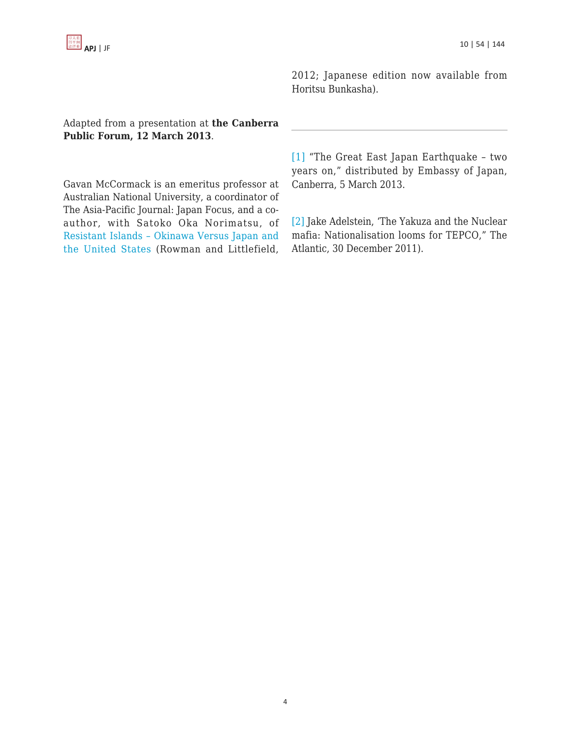Adapted from a presentation at **the Canberra Public Forum, 12 March 2013**.

Gavan McCormack is an emeritus professor at Australian National University, a coordinator of The Asia-Pacific Journal: Japan Focus, and a co-author, with Satoko Oka Norimatsu, of Resistant Islands – Okinawa Versus Japan and the United States (Rowman and Littlefield, 2012; Japanese edition now available from Horitsu Bunkasha).

---

[1] “The Great East Japan Earthquake – two years on,” distributed by Embassy of Japan, Canberra, 5 March 2013.

[2] Jake Adelstein, ‘The Yakuza and the Nuclear mafia: Nationalisation looms for TEPCO,” The Atlantic, 30 December 2011).